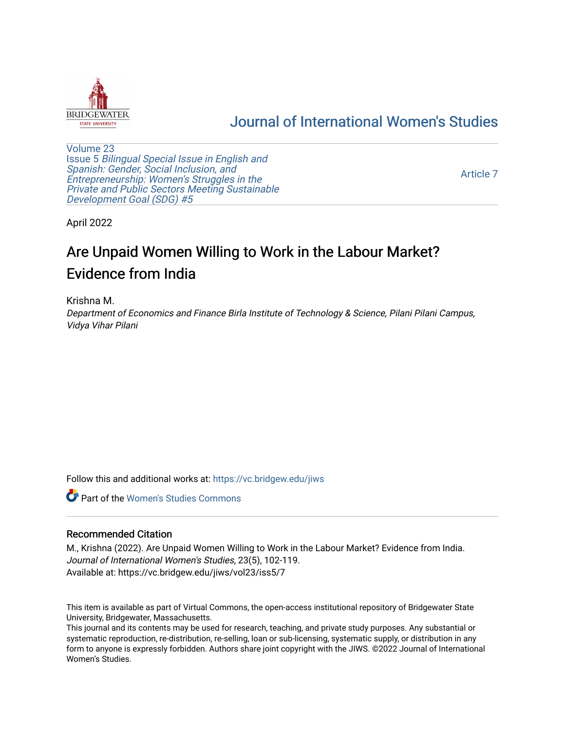Journal of International Women's Studies

Volume 23
Issue 5 *Bilingual Special Issue in English and Spanish: Gender, Social Inclusion, and Entrepreneurship: Women's Struggles in the Private and Public Sectors Meeting Sustainable Development Goal (SDG) #5*

Article 7

April 2022

# Are Unpaid Women Willing to Work in the Labour Market? Evidence from India

Krishna M.
*Department of Economics and Finance Birla Institute of Technology & Science, Pilani Pilani Campus, Vidya Vihar Pilani*

Follow this and additional works at: https://vc.bridgew.edu/jiws

Part of the Women's Studies Commons

## Recommended Citation

M., Krishna (2022). Are Unpaid Women Willing to Work in the Labour Market? Evidence from India. *Journal of International Women's Studies*, 23(5), 102-119.
Available at: https://vc.bridgew.edu/jiws/vol23/iss5/7

This item is available as part of Virtual Commons, the open-access institutional repository of Bridgewater State University, Bridgewater, Massachusetts.
This journal and its contents may be used for research, teaching, and private study purposes. Any substantial or systematic reproduction, re-distribution, re-selling, loan or sub-licensing, systematic supply, or distribution in any form to anyone is expressly forbidden. Authors share joint copyright with the JIWS. ©2022 Journal of International Women's Studies.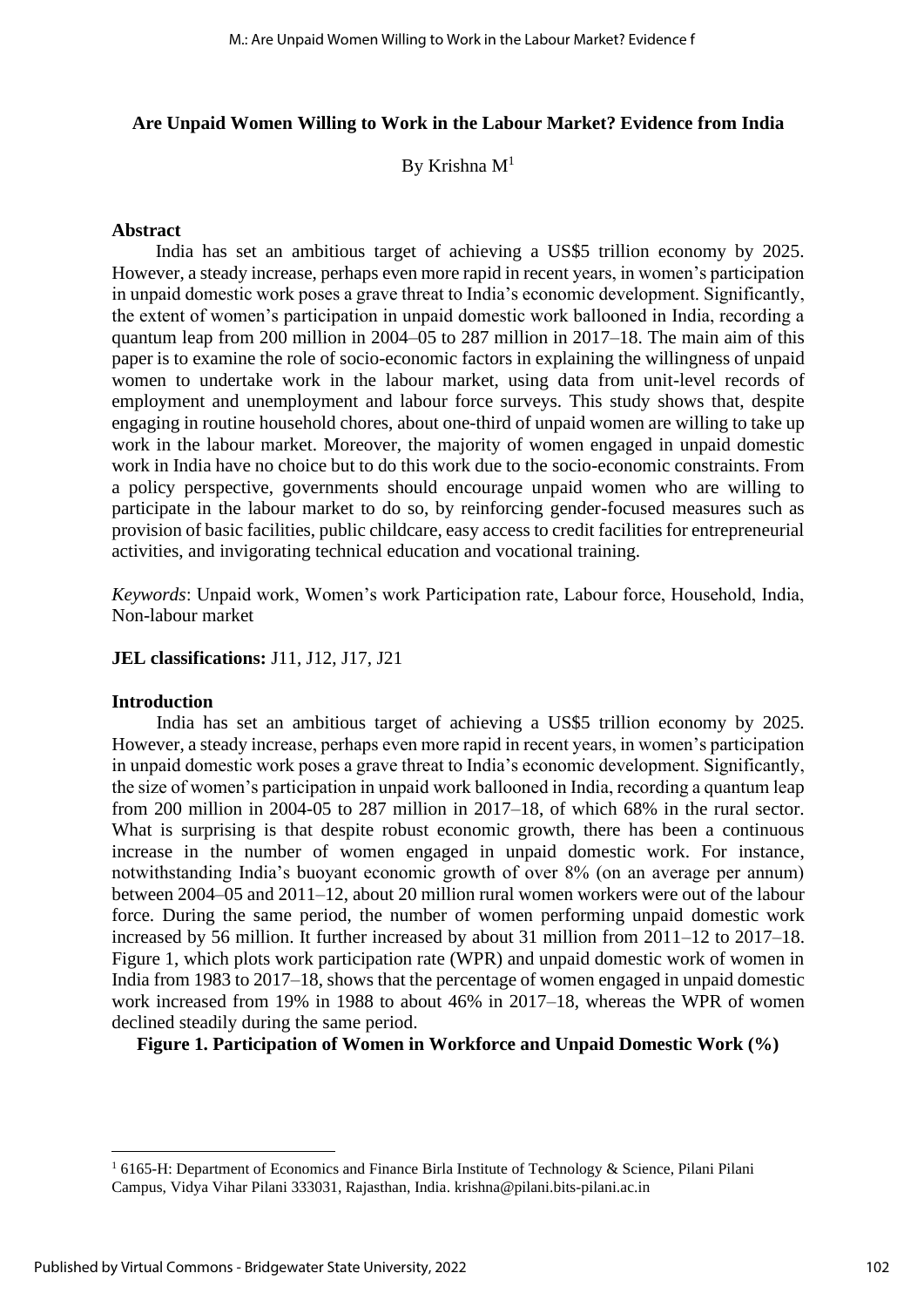**Are Unpaid Women Willing to Work in the Labour Market? Evidence from India**

By Krishna M[1]

**Abstract**

India has set an ambitious target of achieving a US$5 trillion economy by 2025. However, a steady increase, perhaps even more rapid in recent years, in women's participation in unpaid domestic work poses a grave threat to India's economic development. Significantly, the extent of women's participation in unpaid domestic work ballooned in India, recording a quantum leap from 200 million in 2004–05 to 287 million in 2017–18. The main aim of this paper is to examine the role of socio-economic factors in explaining the willingness of unpaid women to undertake work in the labour market, using data from unit-level records of employment and unemployment and labour force surveys. This study shows that, despite engaging in routine household chores, about one-third of unpaid women are willing to take up work in the labour market. Moreover, the majority of women engaged in unpaid domestic work in India have no choice but to do this work due to the socio-economic constraints. From a policy perspective, governments should encourage unpaid women who are willing to participate in the labour market to do so, by reinforcing gender-focused measures such as provision of basic facilities, public childcare, easy access to credit facilities for entrepreneurial activities, and invigorating technical education and vocational training.

*Keywords*: Unpaid work, Women's work Participation rate, Labour force, Household, India, Non-labour market

**JEL classifications:** J11, J12, J17, J21

**Introduction**

India has set an ambitious target of achieving a US$5 trillion economy by 2025. However, a steady increase, perhaps even more rapid in recent years, in women's participation in unpaid domestic work poses a grave threat to India's economic development. Significantly, the size of women's participation in unpaid work ballooned in India, recording a quantum leap from 200 million in 2004-05 to 287 million in 2017–18, of which 68% in the rural sector. What is surprising is that despite robust economic growth, there has been a continuous increase in the number of women engaged in unpaid domestic work. For instance, notwithstanding India's buoyant economic growth of over 8% (on an average per annum) between 2004–05 and 2011–12, about 20 million rural women workers were out of the labour force. During the same period, the number of women performing unpaid domestic work increased by 56 million. It further increased by about 31 million from 2011–12 to 2017–18. Figure 1, which plots work participation rate (WPR) and unpaid domestic work of women in India from 1983 to 2017–18, shows that the percentage of women engaged in unpaid domestic work increased from 19% in 1988 to about 46% in 2017–18, whereas the WPR of women declined steadily during the same period.

**Figure 1. Participation of Women in Workforce and Unpaid Domestic Work (%)**

[1] 6165-H: Department of Economics and Finance Birla Institute of Technology & Science, Pilani Pilani Campus, Vidya Vihar Pilani 333031, Rajasthan, India. krishna@pilani.bits-pilani.ac.in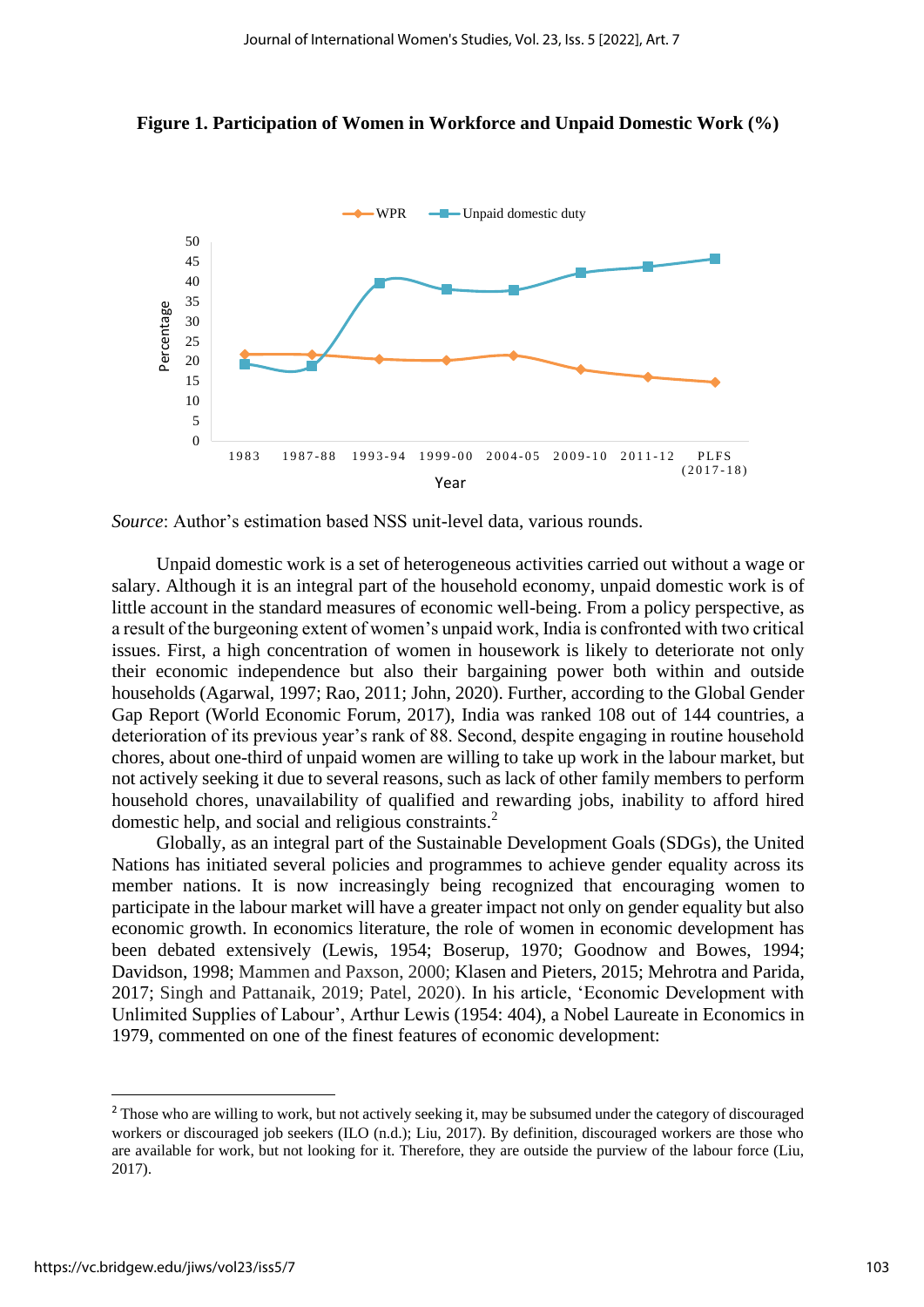**Figure 1. Participation of Women in Workforce and Unpaid Domestic Work (%)**

*Source*: Author's estimation based NSS unit-level data, various rounds.

Unpaid domestic work is a set of heterogeneous activities carried out without a wage or salary. Although it is an integral part of the household economy, unpaid domestic work is of little account in the standard measures of economic well-being. From a policy perspective, as a result of the burgeoning extent of women's unpaid work, India is confronted with two critical issues. First, a high concentration of women in housework is likely to deteriorate not only their economic independence but also their bargaining power both within and outside households (Agarwal, 1997; Rao, 2011; John, 2020). Further, according to the Global Gender Gap Report (World Economic Forum, 2017), India was ranked 108 out of 144 countries, a deterioration of its previous year's rank of 88. Second, despite engaging in routine household chores, about one-third of unpaid women are willing to take up work in the labour market, but not actively seeking it due to several reasons, such as lack of other family members to perform household chores, unavailability of qualified and rewarding jobs, inability to afford hired domestic help, and social and religious constraints.[2]

Globally, as an integral part of the Sustainable Development Goals (SDGs), the United Nations has initiated several policies and programmes to achieve gender equality across its member nations. It is now increasingly being recognized that encouraging women to participate in the labour market will have a greater impact not only on gender equality but also economic growth. In economics literature, the role of women in economic development has been debated extensively (Lewis, 1954; Boserup, 1970; Goodnow and Bowes, 1994; Davidson, 1998; Mammen and Paxson, 2000; Klasen and Pieters, 2015; Mehrotra and Parida, 2017; Singh and Pattanaik, 2019; Patel, 2020). In his article, 'Economic Development with Unlimited Supplies of Labour', Arthur Lewis (1954: 404), a Nobel Laureate in Economics in 1979, commented on one of the finest features of economic development:

[2] Those who are willing to work, but not actively seeking it, may be subsumed under the category of discouraged workers or discouraged job seekers (ILO (n.d.); Liu, 2017). By definition, discouraged workers are those who are available for work, but not looking for it. Therefore, they are outside the purview of the labour force (Liu, 2017).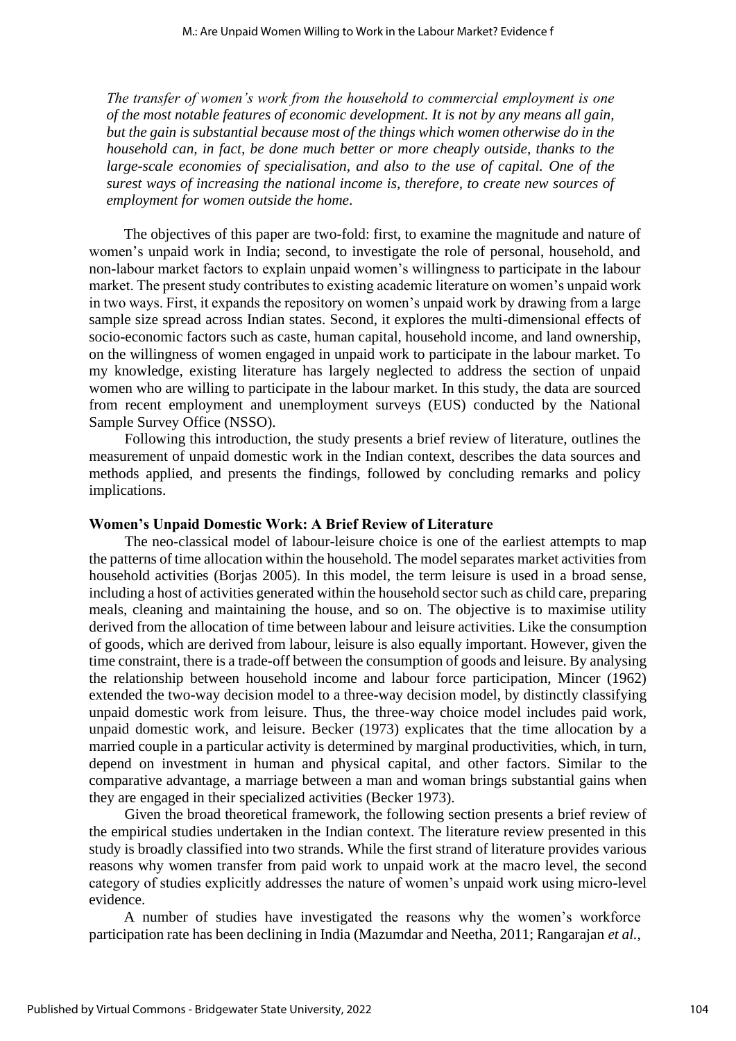*The transfer of women's work from the household to commercial employment is one of the most notable features of economic development. It is not by any means all gain, but the gain is substantial because most of the things which women otherwise do in the household can, in fact, be done much better or more cheaply outside, thanks to the large-scale economies of specialisation, and also to the use of capital. One of the surest ways of increasing the national income is, therefore, to create new sources of employment for women outside the home*.

The objectives of this paper are two-fold: first, to examine the magnitude and nature of women's unpaid work in India; second, to investigate the role of personal, household, and non-labour market factors to explain unpaid women's willingness to participate in the labour market. The present study contributes to existing academic literature on women's unpaid work in two ways. First, it expands the repository on women's unpaid work by drawing from a large sample size spread across Indian states. Second, it explores the multi-dimensional effects of socio-economic factors such as caste, human capital, household income, and land ownership, on the willingness of women engaged in unpaid work to participate in the labour market. To my knowledge, existing literature has largely neglected to address the section of unpaid women who are willing to participate in the labour market. In this study, the data are sourced from recent employment and unemployment surveys (EUS) conducted by the National Sample Survey Office (NSSO).

Following this introduction, the study presents a brief review of literature, outlines the measurement of unpaid domestic work in the Indian context, describes the data sources and methods applied, and presents the findings, followed by concluding remarks and policy implications.

## Women's Unpaid Domestic Work: A Brief Review of Literature

The neo-classical model of labour-leisure choice is one of the earliest attempts to map the patterns of time allocation within the household. The model separates market activities from household activities (Borjas 2005). In this model, the term leisure is used in a broad sense, including a host of activities generated within the household sector such as child care, preparing meals, cleaning and maintaining the house, and so on. The objective is to maximise utility derived from the allocation of time between labour and leisure activities. Like the consumption of goods, which are derived from labour, leisure is also equally important. However, given the time constraint, there is a trade-off between the consumption of goods and leisure. By analysing the relationship between household income and labour force participation, Mincer (1962) extended the two-way decision model to a three-way decision model, by distinctly classifying unpaid domestic work from leisure. Thus, the three-way choice model includes paid work, unpaid domestic work, and leisure. Becker (1973) explicates that the time allocation by a married couple in a particular activity is determined by marginal productivities, which, in turn, depend on investment in human and physical capital, and other factors. Similar to the comparative advantage, a marriage between a man and woman brings substantial gains when they are engaged in their specialized activities (Becker 1973).

Given the broad theoretical framework, the following section presents a brief review of the empirical studies undertaken in the Indian context. The literature review presented in this study is broadly classified into two strands. While the first strand of literature provides various reasons why women transfer from paid work to unpaid work at the macro level, the second category of studies explicitly addresses the nature of women's unpaid work using micro-level evidence.

A number of studies have investigated the reasons why the women's workforce participation rate has been declining in India (Mazumdar and Neetha, 2011; Rangarajan *et al.*,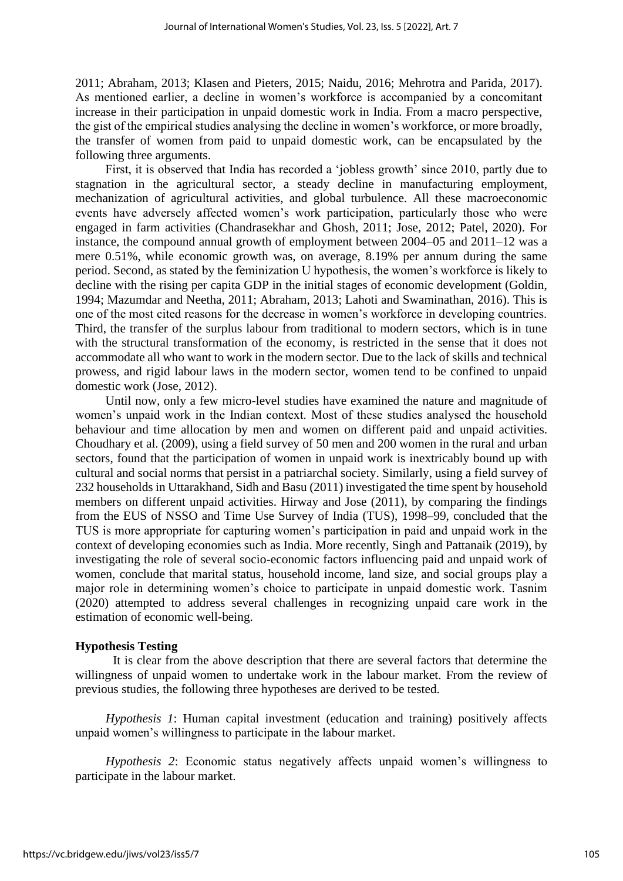2011; Abraham, 2013; Klasen and Pieters, 2015; Naidu, 2016; Mehrotra and Parida, 2017). As mentioned earlier, a decline in women's workforce is accompanied by a concomitant increase in their participation in unpaid domestic work in India. From a macro perspective, the gist of the empirical studies analysing the decline in women's workforce, or more broadly, the transfer of women from paid to unpaid domestic work, can be encapsulated by the following three arguments.

First, it is observed that India has recorded a 'jobless growth' since 2010, partly due to stagnation in the agricultural sector, a steady decline in manufacturing employment, mechanization of agricultural activities, and global turbulence. All these macroeconomic events have adversely affected women's work participation, particularly those who were engaged in farm activities (Chandrasekhar and Ghosh, 2011; Jose, 2012; Patel, 2020). For instance, the compound annual growth of employment between 2004–05 and 2011–12 was a mere 0.51%, while economic growth was, on average, 8.19% per annum during the same period. Second, as stated by the feminization U hypothesis, the women's workforce is likely to decline with the rising per capita GDP in the initial stages of economic development (Goldin, 1994; Mazumdar and Neetha, 2011; Abraham, 2013; Lahoti and Swaminathan, 2016). This is one of the most cited reasons for the decrease in women's workforce in developing countries. Third, the transfer of the surplus labour from traditional to modern sectors, which is in tune with the structural transformation of the economy, is restricted in the sense that it does not accommodate all who want to work in the modern sector. Due to the lack of skills and technical prowess, and rigid labour laws in the modern sector, women tend to be confined to unpaid domestic work (Jose, 2012).

Until now, only a few micro-level studies have examined the nature and magnitude of women's unpaid work in the Indian context. Most of these studies analysed the household behaviour and time allocation by men and women on different paid and unpaid activities. Choudhary et al. (2009), using a field survey of 50 men and 200 women in the rural and urban sectors, found that the participation of women in unpaid work is inextricably bound up with cultural and social norms that persist in a patriarchal society. Similarly, using a field survey of 232 households in Uttarakhand, Sidh and Basu (2011) investigated the time spent by household members on different unpaid activities. Hirway and Jose (2011), by comparing the findings from the EUS of NSSO and Time Use Survey of India (TUS), 1998–99, concluded that the TUS is more appropriate for capturing women's participation in paid and unpaid work in the context of developing economies such as India. More recently, Singh and Pattanaik (2019), by investigating the role of several socio-economic factors influencing paid and unpaid work of women, conclude that marital status, household income, land size, and social groups play a major role in determining women's choice to participate in unpaid domestic work. Tasnim (2020) attempted to address several challenges in recognizing unpaid care work in the estimation of economic well-being.

**Hypothesis Testing**

It is clear from the above description that there are several factors that determine the willingness of unpaid women to undertake work in the labour market. From the review of previous studies, the following three hypotheses are derived to be tested.

*Hypothesis 1*: Human capital investment (education and training) positively affects unpaid women's willingness to participate in the labour market.

*Hypothesis 2*: Economic status negatively affects unpaid women's willingness to participate in the labour market.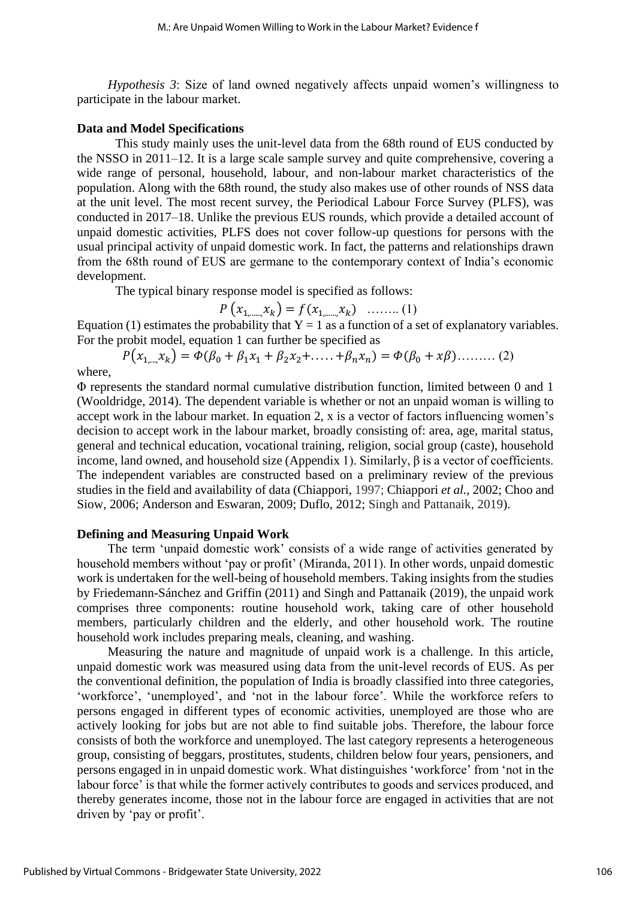*Hypothesis 3*: Size of land owned negatively affects unpaid women's willingness to participate in the labour market.

**Data and Model Specifications**

This study mainly uses the unit-level data from the 68th round of EUS conducted by the NSSO in 2011–12. It is a large scale sample survey and quite comprehensive, covering a wide range of personal, household, labour, and non-labour market characteristics of the population. Along with the 68th round, the study also makes use of other rounds of NSS data at the unit level. The most recent survey, the Periodical Labour Force Survey (PLFS), was conducted in 2017–18. Unlike the previous EUS rounds, which provide a detailed account of unpaid domestic activities, PLFS does not cover follow-up questions for persons with the usual principal activity of unpaid domestic work. In fact, the patterns and relationships drawn from the 68th round of EUS are germane to the contemporary context of India's economic development.

The typical binary response model is specified as follows:

$$P\left(x_{1,\ldots\ldots,}x_k\right) = f(x_{1,\ldots\ldots,}x_k) \quad \ldots\ldots\ldots (1)$$

Equation (1) estimates the probability that Y = 1 as a function of a set of explanatory variables. For the probit model, equation 1 can further be specified as

$$P\left(x_{1,\ldots,}x_k\right) = \Phi(\beta_0 + \beta_1 x_1 + \beta_2 x_2 + \ldots\ldots + \beta_n x_n) = \Phi(\beta_0 + x\beta) \ldots\ldots\ldots (2)$$

where,

Φ represents the standard normal cumulative distribution function, limited between 0 and 1 (Wooldridge, 2014). The dependent variable is whether or not an unpaid woman is willing to accept work in the labour market. In equation 2, x is a vector of factors influencing women's decision to accept work in the labour market, broadly consisting of: area, age, marital status, general and technical education, vocational training, religion, social group (caste), household income, land owned, and household size (Appendix 1). Similarly, β is a vector of coefficients. The independent variables are constructed based on a preliminary review of the previous studies in the field and availability of data (Chiappori, 1997; Chiappori *et al.*, 2002; Choo and Siow, 2006; Anderson and Eswaran, 2009; Duflo, 2012; Singh and Pattanaik, 2019).

**Defining and Measuring Unpaid Work**

The term 'unpaid domestic work' consists of a wide range of activities generated by household members without 'pay or profit' (Miranda, 2011). In other words, unpaid domestic work is undertaken for the well-being of household members. Taking insights from the studies by Friedemann-Sánchez and Griffin (2011) and Singh and Pattanaik (2019), the unpaid work comprises three components: routine household work, taking care of other household members, particularly children and the elderly, and other household work. The routine household work includes preparing meals, cleaning, and washing.

Measuring the nature and magnitude of unpaid work is a challenge. In this article, unpaid domestic work was measured using data from the unit-level records of EUS. As per the conventional definition, the population of India is broadly classified into three categories, 'workforce', 'unemployed', and 'not in the labour force'. While the workforce refers to persons engaged in different types of economic activities, unemployed are those who are actively looking for jobs but are not able to find suitable jobs. Therefore, the labour force consists of both the workforce and unemployed. The last category represents a heterogeneous group, consisting of beggars, prostitutes, students, children below four years, pensioners, and persons engaged in in unpaid domestic work. What distinguishes 'workforce' from 'not in the labour force' is that while the former actively contributes to goods and services produced, and thereby generates income, those not in the labour force are engaged in activities that are not driven by 'pay or profit'.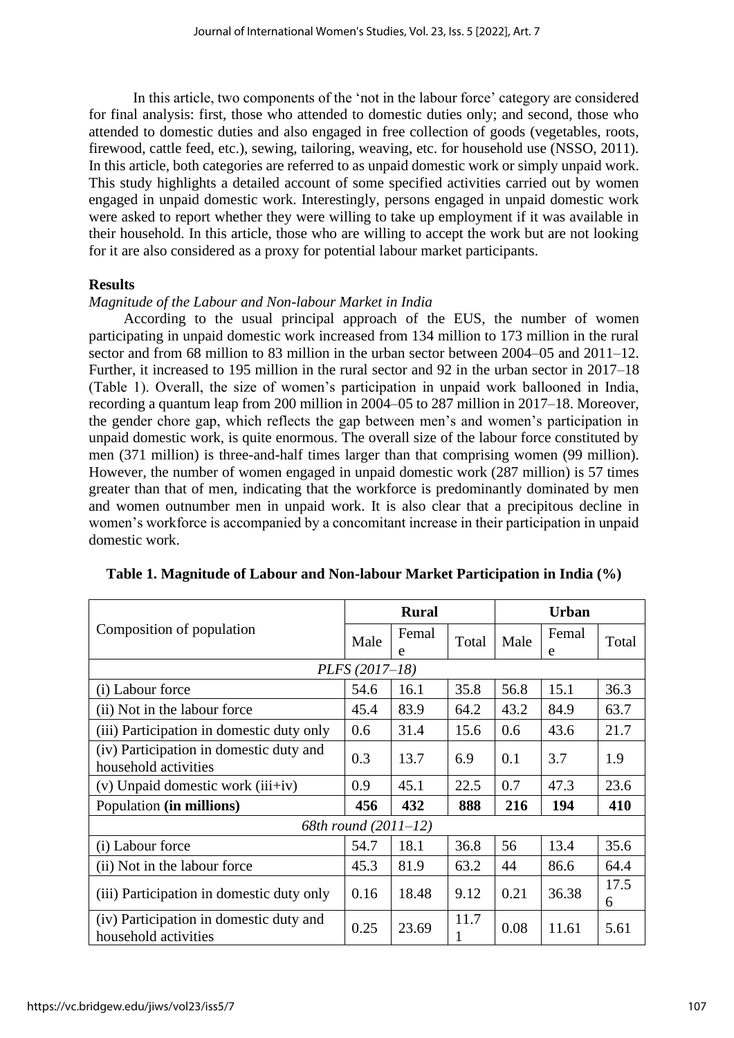In this article, two components of the 'not in the labour force' category are considered for final analysis: first, those who attended to domestic duties only; and second, those who attended to domestic duties and also engaged in free collection of goods (vegetables, roots, firewood, cattle feed, etc.), sewing, tailoring, weaving, etc. for household use (NSSO, 2011). In this article, both categories are referred to as unpaid domestic work or simply unpaid work. This study highlights a detailed account of some specified activities carried out by women engaged in unpaid domestic work. Interestingly, persons engaged in unpaid domestic work were asked to report whether they were willing to take up employment if it was available in their household. In this article, those who are willing to accept the work but are not looking for it are also considered as a proxy for potential labour market participants.

## Results

### *Magnitude of the Labour and Non-labour Market in India*

According to the usual principal approach of the EUS, the number of women participating in unpaid domestic work increased from 134 million to 173 million in the rural sector and from 68 million to 83 million in the urban sector between 2004–05 and 2011–12. Further, it increased to 195 million in the rural sector and 92 in the urban sector in 2017–18 (Table 1). Overall, the size of women's participation in unpaid work ballooned in India, recording a quantum leap from 200 million in 2004–05 to 287 million in 2017–18. Moreover, the gender chore gap, which reflects the gap between men's and women's participation in unpaid domestic work, is quite enormous. The overall size of the labour force constituted by men (371 million) is three-and-half times larger than that comprising women (99 million). However, the number of women engaged in unpaid domestic work (287 million) is 57 times greater than that of men, indicating that the workforce is predominantly dominated by men and women outnumber men in unpaid work. It is also clear that a precipitous decline in women's workforce is accompanied by a concomitant increase in their participation in unpaid domestic work.

**Table 1. Magnitude of Labour and Non-labour Market Participation in India (%)**

| Composition of population | Rural | | | Urban | | |
|---|---|---|---|---|---|---|
| | Male | Female | Total | Male | Female | Total |
| *PLFS (2017–18)* | | | | | | |
| (i) Labour force | 54.6 | 16.1 | 35.8 | 56.8 | 15.1 | 36.3 |
| (ii) Not in the labour force | 45.4 | 83.9 | 64.2 | 43.2 | 84.9 | 63.7 |
| (iii) Participation in domestic duty only | 0.6 | 31.4 | 15.6 | 0.6 | 43.6 | 21.7 |
| (iv) Participation in domestic duty and household activities | 0.3 | 13.7 | 6.9 | 0.1 | 3.7 | 1.9 |
| (v) Unpaid domestic work (iii+iv) | 0.9 | 45.1 | 22.5 | 0.7 | 47.3 | 23.6 |
| Population **(in millions)** | **456** | **432** | **888** | **216** | **194** | **410** |
| *68th round (2011–12)* | | | | | | |
| (i) Labour force | 54.7 | 18.1 | 36.8 | 56 | 13.4 | 35.6 |
| (ii) Not in the labour force | 45.3 | 81.9 | 63.2 | 44 | 86.6 | 64.4 |
| (iii) Participation in domestic duty only | 0.16 | 18.48 | 9.12 | 0.21 | 36.38 | 17.56 |
| (iv) Participation in domestic duty and household activities | 0.25 | 23.69 | 11.71 | 0.08 | 11.61 | 5.61 |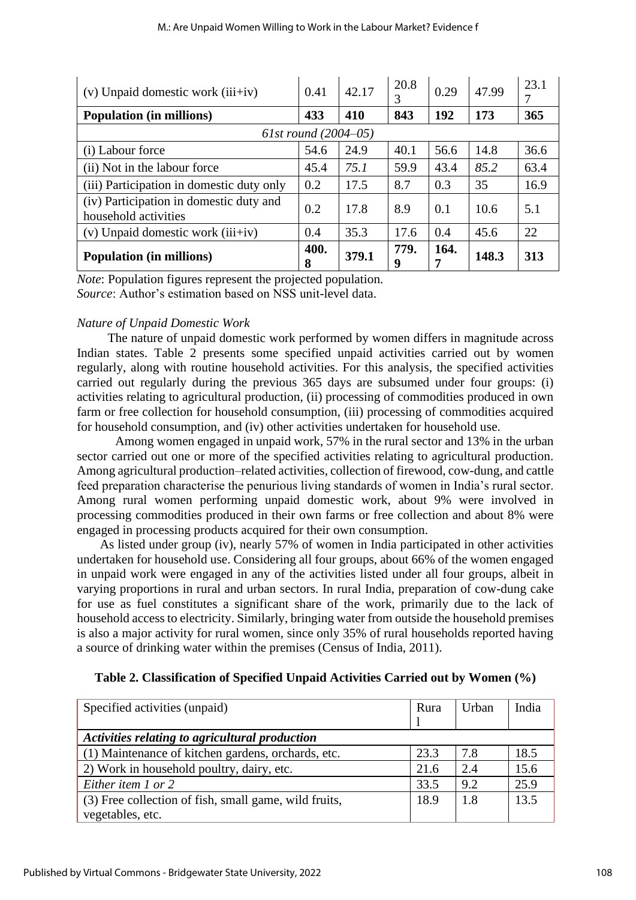| (v) Unpaid domestic work (iii+iv) | 0.41 | 42.17 | 20.83 | 0.29 | 47.99 | 23.17 |
|---|---|---|---|---|---|---|
| **Population (in millions)** | **433** | **410** | **843** | **192** | **173** | **365** |
| *61st round (2004–05)* | | | | | | |
| (i) Labour force | 54.6 | 24.9 | 40.1 | 56.6 | 14.8 | 36.6 |
| (ii) Not in the labour force | 45.4 | *75.1* | 59.9 | 43.4 | *85.2* | 63.4 |
| (iii) Participation in domestic duty only | 0.2 | 17.5 | 8.7 | 0.3 | 35 | 16.9 |
| (iv) Participation in domestic duty and household activities | 0.2 | 17.8 | 8.9 | 0.1 | 10.6 | 5.1 |
| (v) Unpaid domestic work (iii+iv) | 0.4 | 35.3 | 17.6 | 0.4 | 45.6 | 22 |
| **Population (in millions)** | **400.8** | **379.1** | **779.9** | **164.7** | **148.3** | **313** |

*Note*: Population figures represent the projected population.
*Source*: Author's estimation based on NSS unit-level data.

*Nature of Unpaid Domestic Work*

The nature of unpaid domestic work performed by women differs in magnitude across Indian states. Table 2 presents some specified unpaid activities carried out by women regularly, along with routine household activities. For this analysis, the specified activities carried out regularly during the previous 365 days are subsumed under four groups: (i) activities relating to agricultural production, (ii) processing of commodities produced in own farm or free collection for household consumption, (iii) processing of commodities acquired for household consumption, and (iv) other activities undertaken for household use.

Among women engaged in unpaid work, 57% in the rural sector and 13% in the urban sector carried out one or more of the specified activities relating to agricultural production. Among agricultural production–related activities, collection of firewood, cow-dung, and cattle feed preparation characterise the penurious living standards of women in India's rural sector. Among rural women performing unpaid domestic work, about 9% were involved in processing commodities produced in their own farms or free collection and about 8% were engaged in processing products acquired for their own consumption.

As listed under group (iv), nearly 57% of women in India participated in other activities undertaken for household use. Considering all four groups, about 66% of the women engaged in unpaid work were engaged in any of the activities listed under all four groups, albeit in varying proportions in rural and urban sectors. In rural India, preparation of cow-dung cake for use as fuel constitutes a significant share of the work, primarily due to the lack of household access to electricity. Similarly, bringing water from outside the household premises is also a major activity for rural women, since only 35% of rural households reported having a source of drinking water within the premises (Census of India, 2011).

**Table 2. Classification of Specified Unpaid Activities Carried out by Women (%)**

| Specified activities (unpaid) | Rural | Urban | India |
|---|---|---|---|
| ***Activities relating to agricultural production*** | | | |
| (1) Maintenance of kitchen gardens, orchards, etc. | 23.3 | 7.8 | 18.5 |
| 2) Work in household poultry, dairy, etc. | 21.6 | 2.4 | 15.6 |
| *Either item 1 or 2* | 33.5 | 9.2 | 25.9 |
| (3) Free collection of fish, small game, wild fruits, vegetables, etc. | 18.9 | 1.8 | 13.5 |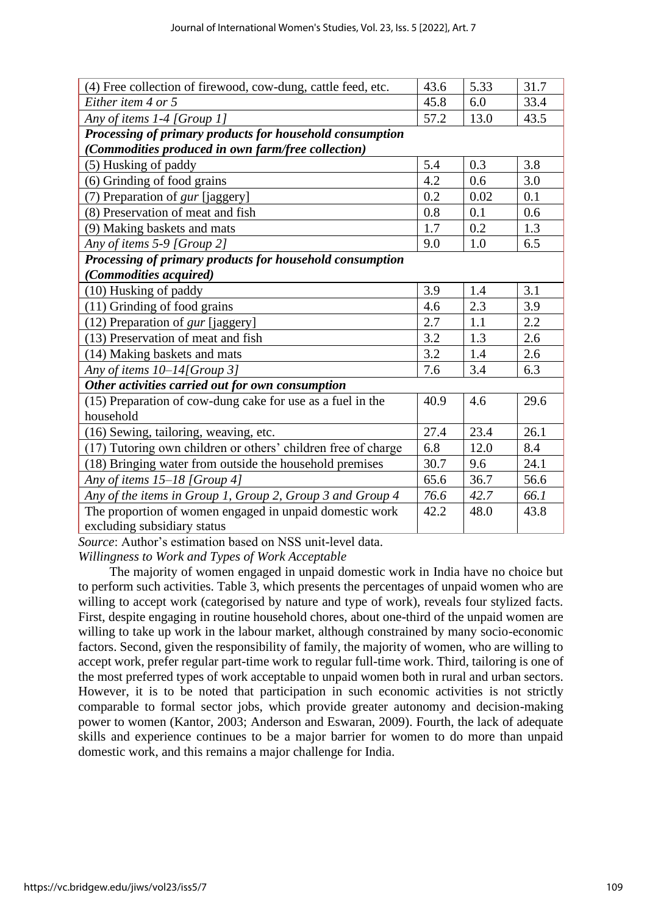| | | | |
|---|---|---|---|
| (4) Free collection of firewood, cow-dung, cattle feed, etc. | 43.6 | 5.33 | 31.7 |
| *Either item 4 or 5* | 45.8 | 6.0 | 33.4 |
| *Any of items 1-4 [Group 1]* | 57.2 | 13.0 | 43.5 |
| ***Processing of primary products for household consumption (Commodities produced in own farm/free collection)*** | | | |
| (5) Husking of paddy | 5.4 | 0.3 | 3.8 |
| (6) Grinding of food grains | 4.2 | 0.6 | 3.0 |
| (7) Preparation of *gur* [jaggery] | 0.2 | 0.02 | 0.1 |
| (8) Preservation of meat and fish | 0.8 | 0.1 | 0.6 |
| (9) Making baskets and mats | 1.7 | 0.2 | 1.3 |
| *Any of items 5-9 [Group 2]* | 9.0 | 1.0 | 6.5 |
| ***Processing of primary products for household consumption (Commodities acquired)*** | | | |
| (10) Husking of paddy | 3.9 | 1.4 | 3.1 |
| (11) Grinding of food grains | 4.6 | 2.3 | 3.9 |
| (12) Preparation of *gur* [jaggery] | 2.7 | 1.1 | 2.2 |
| (13) Preservation of meat and fish | 3.2 | 1.3 | 2.6 |
| (14) Making baskets and mats | 3.2 | 1.4 | 2.6 |
| *Any of items 10–14[Group 3]* | 7.6 | 3.4 | 6.3 |
| ***Other activities carried out for own consumption*** | | | |
| (15) Preparation of cow-dung cake for use as a fuel in the household | 40.9 | 4.6 | 29.6 |
| (16) Sewing, tailoring, weaving, etc. | 27.4 | 23.4 | 26.1 |
| (17) Tutoring own children or others' children free of charge | 6.8 | 12.0 | 8.4 |
| (18) Bringing water from outside the household premises | 30.7 | 9.6 | 24.1 |
| *Any of items 15–18 [Group 4]* | 65.6 | 36.7 | 56.6 |
| *Any of the items in Group 1, Group 2, Group 3 and Group 4* | *76.6* | *42.7* | *66.1* |
| The proportion of women engaged in unpaid domestic work excluding subsidiary status | 42.2 | 48.0 | 43.8 |

*Source*: Author's estimation based on NSS unit-level data.

*Willingness to Work and Types of Work Acceptable*

The majority of women engaged in unpaid domestic work in India have no choice but to perform such activities. Table 3, which presents the percentages of unpaid women who are willing to accept work (categorised by nature and type of work), reveals four stylized facts. First, despite engaging in routine household chores, about one-third of the unpaid women are willing to take up work in the labour market, although constrained by many socio-economic factors. Second, given the responsibility of family, the majority of women, who are willing to accept work, prefer regular part-time work to regular full-time work. Third, tailoring is one of the most preferred types of work acceptable to unpaid women both in rural and urban sectors. However, it is to be noted that participation in such economic activities is not strictly comparable to formal sector jobs, which provide greater autonomy and decision-making power to women (Kantor, 2003; Anderson and Eswaran, 2009). Fourth, the lack of adequate skills and experience continues to be a major barrier for women to do more than unpaid domestic work, and this remains a major challenge for India.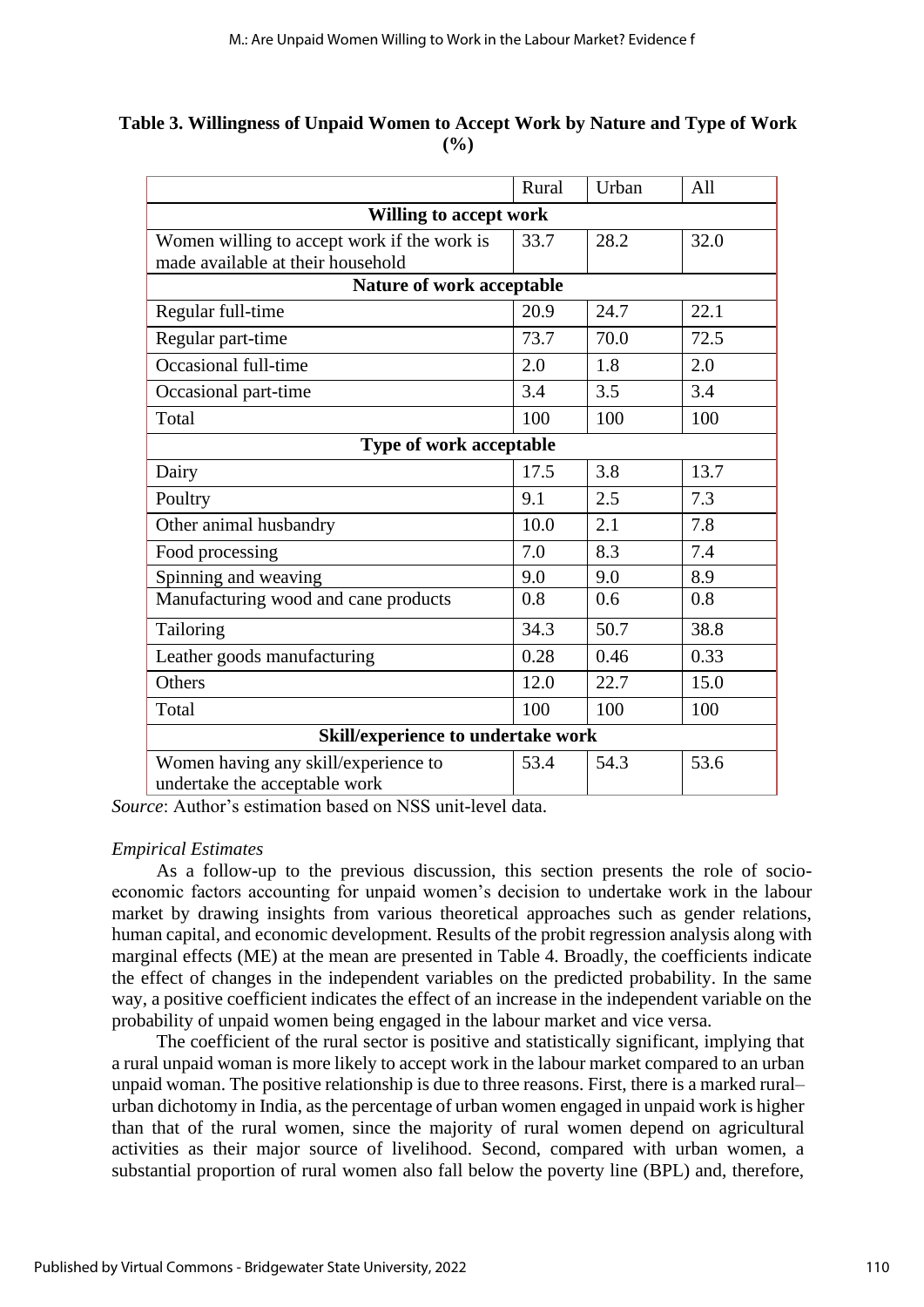**Table 3. Willingness of Unpaid Women to Accept Work by Nature and Type of Work (%)**

| | Rural | Urban | All |
|---|---|---|---|
| **Willing to accept work** | | | |
| Women willing to accept work if the work is made available at their household | 33.7 | 28.2 | 32.0 |
| **Nature of work acceptable** | | | |
| Regular full-time | 20.9 | 24.7 | 22.1 |
| Regular part-time | 73.7 | 70.0 | 72.5 |
| Occasional full-time | 2.0 | 1.8 | 2.0 |
| Occasional part-time | 3.4 | 3.5 | 3.4 |
| Total | 100 | 100 | 100 |
| **Type of work acceptable** | | | |
| Dairy | 17.5 | 3.8 | 13.7 |
| Poultry | 9.1 | 2.5 | 7.3 |
| Other animal husbandry | 10.0 | 2.1 | 7.8 |
| Food processing | 7.0 | 8.3 | 7.4 |
| Spinning and weaving | 9.0 | 9.0 | 8.9 |
| Manufacturing wood and cane products | 0.8 | 0.6 | 0.8 |
| Tailoring | 34.3 | 50.7 | 38.8 |
| Leather goods manufacturing | 0.28 | 0.46 | 0.33 |
| Others | 12.0 | 22.7 | 15.0 |
| Total | 100 | 100 | 100 |
| **Skill/experience to undertake work** | | | |
| Women having any skill/experience to undertake the acceptable work | 53.4 | 54.3 | 53.6 |

*Source*: Author's estimation based on NSS unit-level data.

*Empirical Estimates*

As a follow-up to the previous discussion, this section presents the role of socio-economic factors accounting for unpaid women's decision to undertake work in the labour market by drawing insights from various theoretical approaches such as gender relations, human capital, and economic development. Results of the probit regression analysis along with marginal effects (ME) at the mean are presented in Table 4. Broadly, the coefficients indicate the effect of changes in the independent variables on the predicted probability. In the same way, a positive coefficient indicates the effect of an increase in the independent variable on the probability of unpaid women being engaged in the labour market and vice versa.

The coefficient of the rural sector is positive and statistically significant, implying that a rural unpaid woman is more likely to accept work in the labour market compared to an urban unpaid woman. The positive relationship is due to three reasons. First, there is a marked rural–urban dichotomy in India, as the percentage of urban women engaged in unpaid work is higher than that of the rural women, since the majority of rural women depend on agricultural activities as their major source of livelihood. Second, compared with urban women, a substantial proportion of rural women also fall below the poverty line (BPL) and, therefore,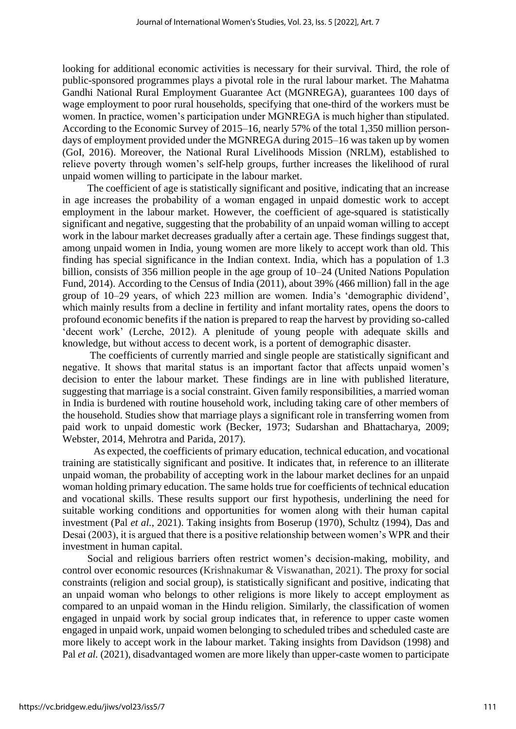looking for additional economic activities is necessary for their survival. Third, the role of public-sponsored programmes plays a pivotal role in the rural labour market. The Mahatma Gandhi National Rural Employment Guarantee Act (MGNREGA), guarantees 100 days of wage employment to poor rural households, specifying that one-third of the workers must be women. In practice, women's participation under MGNREGA is much higher than stipulated. According to the Economic Survey of 2015–16, nearly 57% of the total 1,350 million person-days of employment provided under the MGNREGA during 2015–16 was taken up by women (GoI, 2016). Moreover, the National Rural Livelihoods Mission (NRLM), established to relieve poverty through women's self-help groups, further increases the likelihood of rural unpaid women willing to participate in the labour market.

The coefficient of age is statistically significant and positive, indicating that an increase in age increases the probability of a woman engaged in unpaid domestic work to accept employment in the labour market. However, the coefficient of age-squared is statistically significant and negative, suggesting that the probability of an unpaid woman willing to accept work in the labour market decreases gradually after a certain age. These findings suggest that, among unpaid women in India, young women are more likely to accept work than old. This finding has special significance in the Indian context. India, which has a population of 1.3 billion, consists of 356 million people in the age group of 10–24 (United Nations Population Fund, 2014). According to the Census of India (2011), about 39% (466 million) fall in the age group of 10–29 years, of which 223 million are women. India's 'demographic dividend', which mainly results from a decline in fertility and infant mortality rates, opens the doors to profound economic benefits if the nation is prepared to reap the harvest by providing so-called 'decent work' (Lerche, 2012). A plenitude of young people with adequate skills and knowledge, but without access to decent work, is a portent of demographic disaster.

The coefficients of currently married and single people are statistically significant and negative. It shows that marital status is an important factor that affects unpaid women's decision to enter the labour market. These findings are in line with published literature, suggesting that marriage is a social constraint. Given family responsibilities, a married woman in India is burdened with routine household work, including taking care of other members of the household. Studies show that marriage plays a significant role in transferring women from paid work to unpaid domestic work (Becker, 1973; Sudarshan and Bhattacharya, 2009; Webster, 2014, Mehrotra and Parida, 2017).

As expected, the coefficients of primary education, technical education, and vocational training are statistically significant and positive. It indicates that, in reference to an illiterate unpaid woman, the probability of accepting work in the labour market declines for an unpaid woman holding primary education. The same holds true for coefficients of technical education and vocational skills. These results support our first hypothesis, underlining the need for suitable working conditions and opportunities for women along with their human capital investment (Pal *et al.*, 2021). Taking insights from Boserup (1970), Schultz (1994), Das and Desai (2003), it is argued that there is a positive relationship between women's WPR and their investment in human capital.

Social and religious barriers often restrict women's decision-making, mobility, and control over economic resources (Krishnakumar & Viswanathan, 2021). The proxy for social constraints (religion and social group), is statistically significant and positive, indicating that an unpaid woman who belongs to other religions is more likely to accept employment as compared to an unpaid woman in the Hindu religion. Similarly, the classification of women engaged in unpaid work by social group indicates that, in reference to upper caste women engaged in unpaid work, unpaid women belonging to scheduled tribes and scheduled caste are more likely to accept work in the labour market. Taking insights from Davidson (1998) and Pal *et al.* (2021), disadvantaged women are more likely than upper-caste women to participate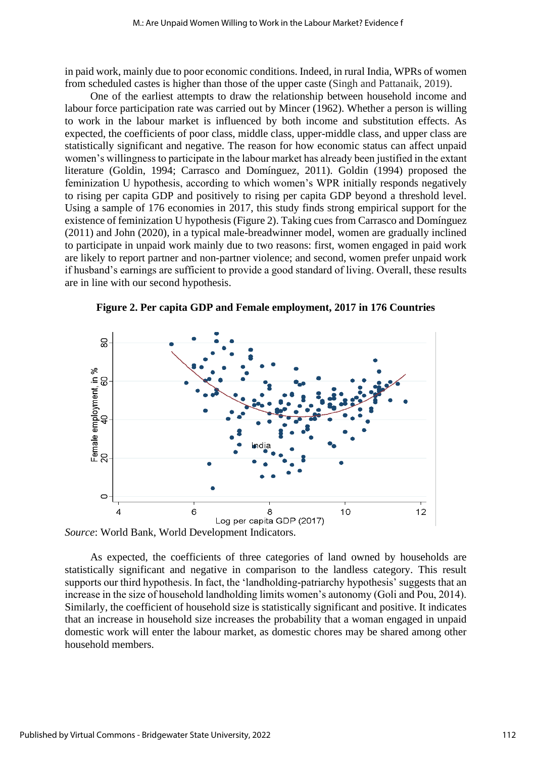in paid work, mainly due to poor economic conditions. Indeed, in rural India, WPRs of women from scheduled castes is higher than those of the upper caste (Singh and Pattanaik, 2019).

One of the earliest attempts to draw the relationship between household income and labour force participation rate was carried out by Mincer (1962). Whether a person is willing to work in the labour market is influenced by both income and substitution effects. As expected, the coefficients of poor class, middle class, upper-middle class, and upper class are statistically significant and negative. The reason for how economic status can affect unpaid women's willingness to participate in the labour market has already been justified in the extant literature (Goldin, 1994; Carrasco and Domínguez, 2011). Goldin (1994) proposed the feminization U hypothesis, according to which women's WPR initially responds negatively to rising per capita GDP and positively to rising per capita GDP beyond a threshold level. Using a sample of 176 economies in 2017, this study finds strong empirical support for the existence of feminization U hypothesis (Figure 2). Taking cues from Carrasco and Domínguez (2011) and John (2020), in a typical male-breadwinner model, women are gradually inclined to participate in unpaid work mainly due to two reasons: first, women engaged in paid work are likely to report partner and non-partner violence; and second, women prefer unpaid work if husband's earnings are sufficient to provide a good standard of living. Overall, these results are in line with our second hypothesis.

**Figure 2. Per capita GDP and Female employment, 2017 in 176 Countries**

*Source*: World Bank, World Development Indicators.

As expected, the coefficients of three categories of land owned by households are statistically significant and negative in comparison to the landless category. This result supports our third hypothesis. In fact, the 'landholding-patriarchy hypothesis' suggests that an increase in the size of household landholding limits women's autonomy (Goli and Pou, 2014). Similarly, the coefficient of household size is statistically significant and positive. It indicates that an increase in household size increases the probability that a woman engaged in unpaid domestic work will enter the labour market, as domestic chores may be shared among other household members.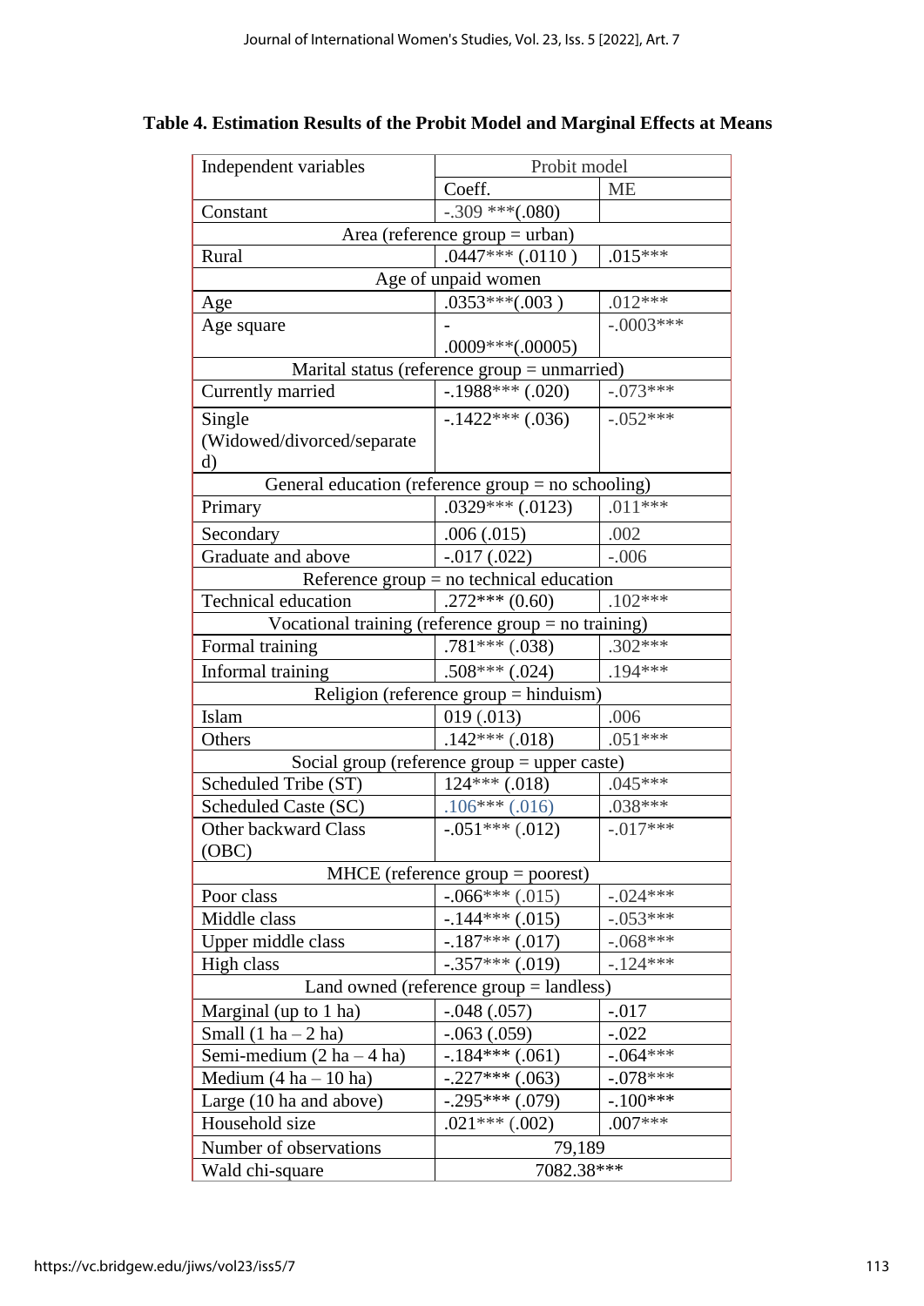**Table 4. Estimation Results of the Probit Model and Marginal Effects at Means**

| Independent variables | Probit model | |
|---|---|---|
| | Coeff. | ME |
| Constant | -.309 ***(.080) | |
| Area (reference group = urban) | | |
| Rural | .0447*** (.0110 ) | .015*** |
| Age of unpaid women | | |
| Age | .0353***(.003 ) | .012*** |
| Age square | -.0009***(.00005) | -.0003*** |
| Marital status (reference group = unmarried) | | |
| Currently married | -.1988*** (.020) | -.073*** |
| Single (Widowed/divorced/separated) | -.1422*** (.036) | -.052*** |
| General education (reference group = no schooling) | | |
| Primary | .0329*** (.0123) | .011*** |
| Secondary | .006 (.015) | .002 |
| Graduate and above | -.017 (.022) | -.006 |
| Reference group = no technical education | | |
| Technical education | .272*** (0.60) | .102*** |
| Vocational training (reference group = no training) | | |
| Formal training | .781*** (.038) | .302*** |
| Informal training | .508*** (.024) | .194*** |
| Religion (reference group = hinduism) | | |
| Islam | 019 (.013) | .006 |
| Others | .142*** (.018) | .051*** |
| Social group (reference group = upper caste) | | |
| Scheduled Tribe (ST) | 124*** (.018) | .045*** |
| Scheduled Caste (SC) | .106*** (.016) | .038*** |
| Other backward Class (OBC) | -.051*** (.012) | -.017*** |
| MHCE (reference group = poorest) | | |
| Poor class | -.066*** (.015) | -.024*** |
| Middle class | -.144*** (.015) | -.053*** |
| Upper middle class | -.187*** (.017) | -.068*** |
| High class | -.357*** (.019) | -.124*** |
| Land owned (reference group = landless) | | |
| Marginal (up to 1 ha) | -.048 (.057) | -.017 |
| Small (1 ha – 2 ha) | -.063 (.059) | -.022 |
| Semi-medium (2 ha – 4 ha) | -.184*** (.061) | -.064*** |
| Medium (4 ha – 10 ha) | -.227*** (.063) | -.078*** |
| Large (10 ha and above) | -.295*** (.079) | -.100*** |
| Household size | .021*** (.002) | .007*** |
| Number of observations | 79,189 | |
| Wald chi-square | 7082.38*** | |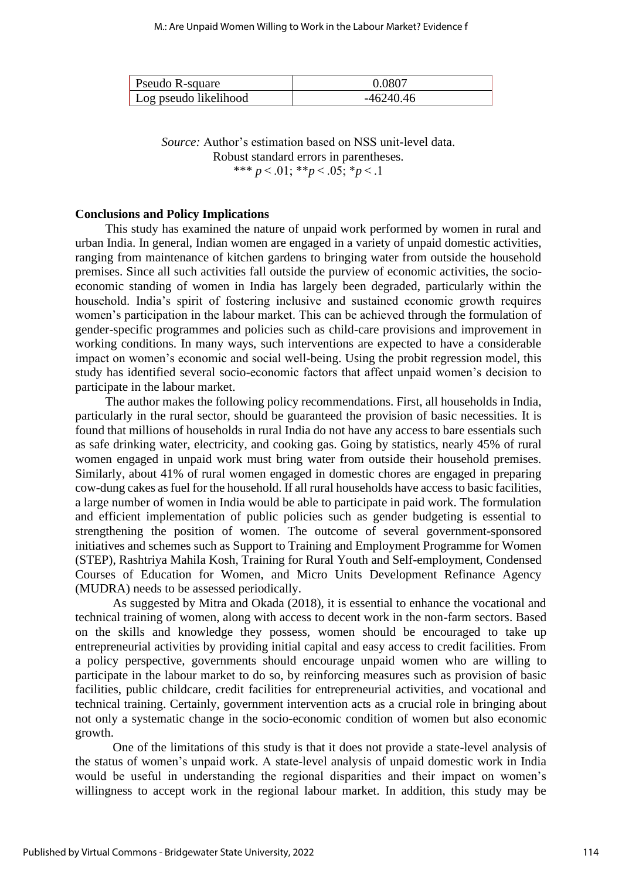| Pseudo R-square | 0.0807 |
|---|---|
| Log pseudo likelihood | -46240.46 |

*Source:* Author's estimation based on NSS unit-level data.
Robust standard errors in parentheses.
*** $p < .01$; ** $p < .05$; * $p < .1$

**Conclusions and Policy Implications**

This study has examined the nature of unpaid work performed by women in rural and urban India. In general, Indian women are engaged in a variety of unpaid domestic activities, ranging from maintenance of kitchen gardens to bringing water from outside the household premises. Since all such activities fall outside the purview of economic activities, the socio-economic standing of women in India has largely been degraded, particularly within the household. India's spirit of fostering inclusive and sustained economic growth requires women's participation in the labour market. This can be achieved through the formulation of gender-specific programmes and policies such as child-care provisions and improvement in working conditions. In many ways, such interventions are expected to have a considerable impact on women's economic and social well-being. Using the probit regression model, this study has identified several socio-economic factors that affect unpaid women's decision to participate in the labour market.

The author makes the following policy recommendations. First, all households in India, particularly in the rural sector, should be guaranteed the provision of basic necessities. It is found that millions of households in rural India do not have any access to bare essentials such as safe drinking water, electricity, and cooking gas. Going by statistics, nearly 45% of rural women engaged in unpaid work must bring water from outside their household premises. Similarly, about 41% of rural women engaged in domestic chores are engaged in preparing cow-dung cakes as fuel for the household. If all rural households have access to basic facilities, a large number of women in India would be able to participate in paid work. The formulation and efficient implementation of public policies such as gender budgeting is essential to strengthening the position of women. The outcome of several government-sponsored initiatives and schemes such as Support to Training and Employment Programme for Women (STEP), Rashtriya Mahila Kosh, Training for Rural Youth and Self-employment, Condensed Courses of Education for Women, and Micro Units Development Refinance Agency (MUDRA) needs to be assessed periodically.

As suggested by Mitra and Okada (2018), it is essential to enhance the vocational and technical training of women, along with access to decent work in the non-farm sectors. Based on the skills and knowledge they possess, women should be encouraged to take up entrepreneurial activities by providing initial capital and easy access to credit facilities. From a policy perspective, governments should encourage unpaid women who are willing to participate in the labour market to do so, by reinforcing measures such as provision of basic facilities, public childcare, credit facilities for entrepreneurial activities, and vocational and technical training. Certainly, government intervention acts as a crucial role in bringing about not only a systematic change in the socio-economic condition of women but also economic growth.

One of the limitations of this study is that it does not provide a state-level analysis of the status of women's unpaid work. A state-level analysis of unpaid domestic work in India would be useful in understanding the regional disparities and their impact on women's willingness to accept work in the regional labour market. In addition, this study may be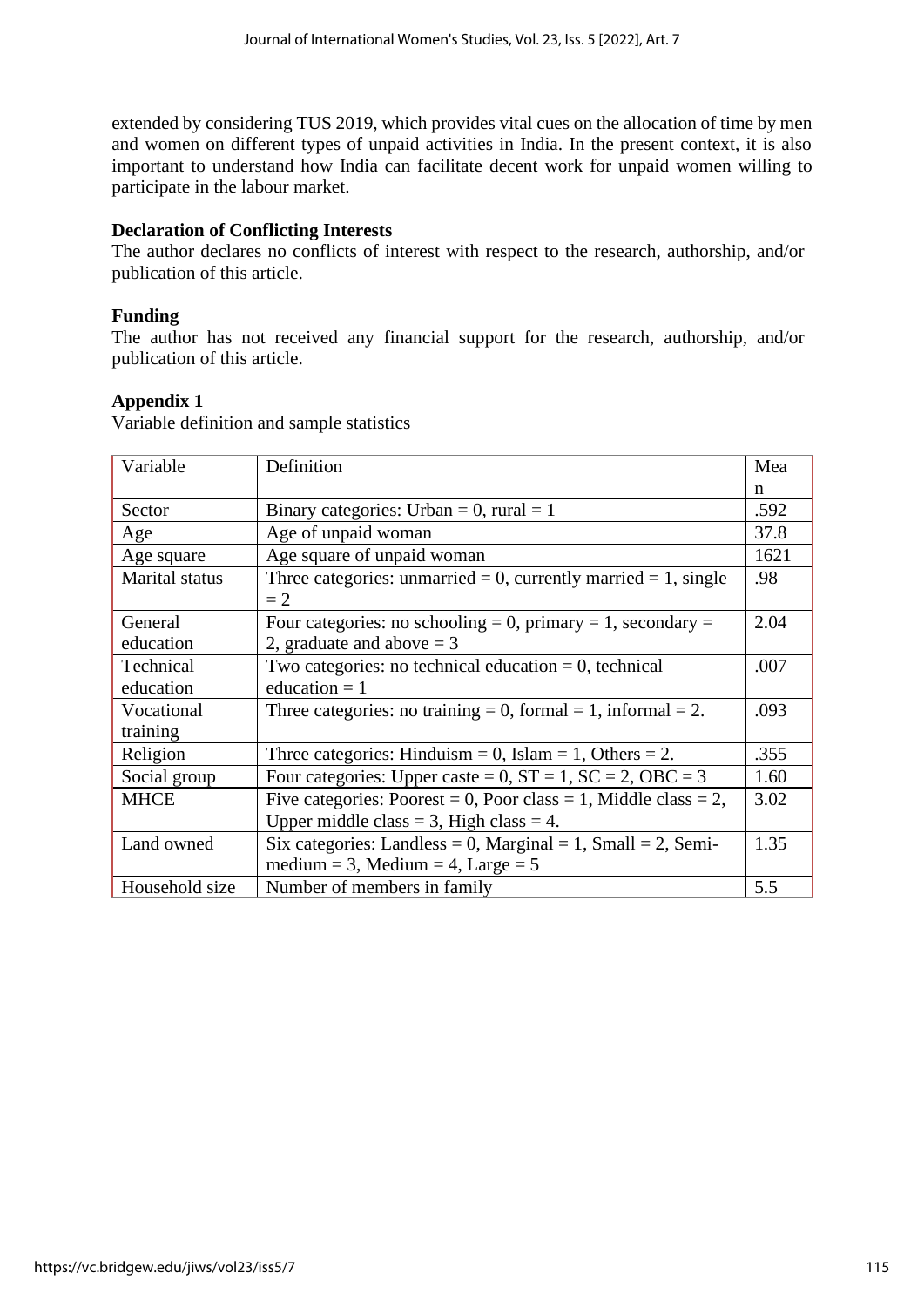extended by considering TUS 2019, which provides vital cues on the allocation of time by men and women on different types of unpaid activities in India. In the present context, it is also important to understand how India can facilitate decent work for unpaid women willing to participate in the labour market.

**Declaration of Conflicting Interests**

The author declares no conflicts of interest with respect to the research, authorship, and/or publication of this article.

**Funding**

The author has not received any financial support for the research, authorship, and/or publication of this article.

**Appendix 1**

Variable definition and sample statistics

| Variable | Definition | Mean |
|---|---|---|
| Sector | Binary categories: Urban = 0, rural = 1 | .592 |
| Age | Age of unpaid woman | 37.8 |
| Age square | Age square of unpaid woman | 1621 |
| Marital status | Three categories: unmarried = 0, currently married = 1, single = 2 | .98 |
| General education | Four categories: no schooling = 0, primary = 1, secondary = 2, graduate and above = 3 | 2.04 |
| Technical education | Two categories: no technical education = 0, technical education = 1 | .007 |
| Vocational training | Three categories: no training = 0, formal = 1, informal = 2. | .093 |
| Religion | Three categories: Hinduism = 0, Islam = 1, Others = 2. | .355 |
| Social group | Four categories: Upper caste = 0, ST = 1, SC = 2, OBC = 3 | 1.60 |
| MHCE | Five categories: Poorest = 0, Poor class = 1, Middle class = 2, Upper middle class = 3, High class = 4. | 3.02 |
| Land owned | Six categories: Landless = 0, Marginal = 1, Small = 2, Semi-medium = 3, Medium = 4, Large = 5 | 1.35 |
| Household size | Number of members in family | 5.5 |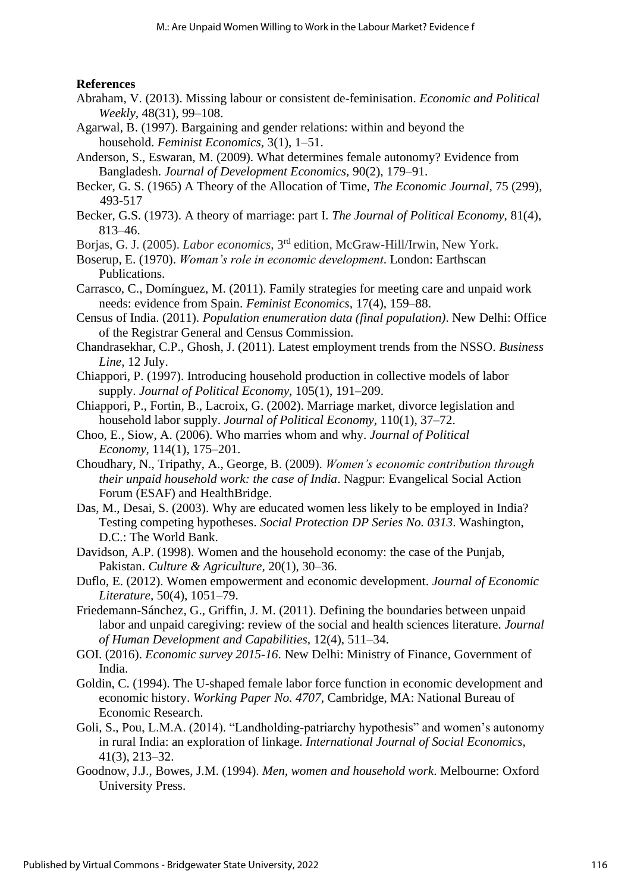**References**

Abraham, V. (2013). Missing labour or consistent de-feminisation. *Economic and Political Weekly,* 48(31), 99–108.

Agarwal, B. (1997). Bargaining and gender relations: within and beyond the household. *Feminist Economics,* 3(1), 1–51.

Anderson, S., Eswaran, M. (2009). What determines female autonomy? Evidence from Bangladesh. *Journal of Development Economics,* 90(2), 179–91.

Becker, G. S. (1965) A Theory of the Allocation of Time, *The Economic Journal*, 75 (299), 493-517

Becker, G.S. (1973). A theory of marriage: part I. *The Journal of Political Economy,* 81(4), 813–46.

Borjas, G. J. (2005). *Labor economics*, 3rd edition, McGraw-Hill/Irwin, New York.

Boserup, E. (1970). *Woman's role in economic development*. London: Earthscan Publications.

Carrasco, C., Domínguez, M. (2011). Family strategies for meeting care and unpaid work needs: evidence from Spain. *Feminist Economics*, 17(4), 159–88.

Census of India. (2011). *Population enumeration data (final population)*. New Delhi: Office of the Registrar General and Census Commission.

Chandrasekhar, C.P., Ghosh, J. (2011). Latest employment trends from the NSSO. *Business Line,* 12 July.

Chiappori, P. (1997). Introducing household production in collective models of labor supply. *Journal of Political Economy,* 105(1), 191–209.

Chiappori, P., Fortin, B., Lacroix, G. (2002). Marriage market, divorce legislation and household labor supply. *Journal of Political Economy,* 110(1), 37–72.

Choo, E., Siow, A. (2006). Who marries whom and why. *Journal of Political Economy,* 114(1), 175–201.

Choudhary, N., Tripathy, A., George, B. (2009). *Women's economic contribution through their unpaid household work: the case of India*. Nagpur: Evangelical Social Action Forum (ESAF) and HealthBridge.

Das, M., Desai, S. (2003). Why are educated women less likely to be employed in India? Testing competing hypotheses. *Social Protection DP Series No. 0313*. Washington, D.C.: The World Bank.

Davidson, A.P. (1998). Women and the household economy: the case of the Punjab, Pakistan. *Culture & Agriculture,* 20(1), 30–36.

Duflo, E. (2012). Women empowerment and economic development. *Journal of Economic Literature*, 50(4), 1051–79.

Friedemann-Sánchez, G., Griffin, J. M. (2011). Defining the boundaries between unpaid labor and unpaid caregiving: review of the social and health sciences literature. *Journal of Human Development and Capabilities,* 12(4), 511–34.

GOI. (2016). *Economic survey 2015-16*. New Delhi: Ministry of Finance, Government of India.

Goldin, C. (1994). The U-shaped female labor force function in economic development and economic history. *Working Paper No. 4707*, Cambridge, MA: National Bureau of Economic Research.

Goli, S., Pou, L.M.A. (2014). "Landholding-patriarchy hypothesis" and women's autonomy in rural India: an exploration of linkage. *International Journal of Social Economics,* 41(3), 213–32.

Goodnow, J.J., Bowes, J.M. (1994). *Men, women and household work*. Melbourne: Oxford University Press.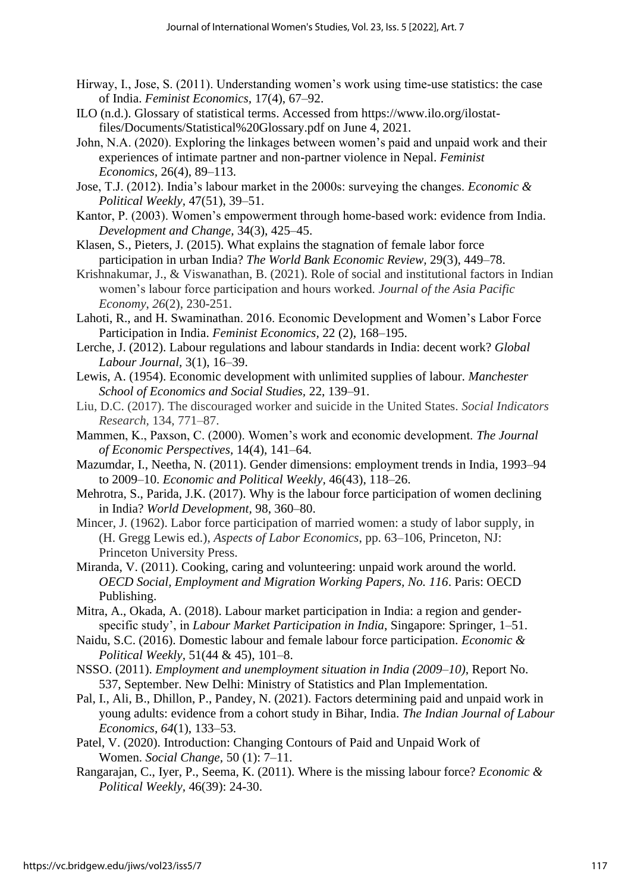Hirway, I., Jose, S. (2011). Understanding women's work using time-use statistics: the case of India. *Feminist Economics,* 17(4), 67–92.

ILO (n.d.). Glossary of statistical terms. Accessed from https://www.ilo.org/ilostat-files/Documents/Statistical%20Glossary.pdf on June 4, 2021.

John, N.A. (2020). Exploring the linkages between women's paid and unpaid work and their experiences of intimate partner and non-partner violence in Nepal. *Feminist Economics,* 26(4), 89–113.

Jose, T.J. (2012). India's labour market in the 2000s: surveying the changes. *Economic & Political Weekly,* 47(51), 39–51.

Kantor, P. (2003). Women's empowerment through home-based work: evidence from India. *Development and Change,* 34(3), 425–45.

Klasen, S., Pieters, J. (2015). What explains the stagnation of female labor force participation in urban India? *The World Bank Economic Review,* 29(3), 449–78.

Krishnakumar, J., & Viswanathan, B. (2021). Role of social and institutional factors in Indian women's labour force participation and hours worked. *Journal of the Asia Pacific Economy, 26*(2), 230-251.

Lahoti, R., and H. Swaminathan. 2016. Economic Development and Women's Labor Force Participation in India. *Feminist Economics,* 22 (2), 168–195.

Lerche, J. (2012). Labour regulations and labour standards in India: decent work? *Global Labour Journal,* 3(1), 16–39.

Lewis, A. (1954). Economic development with unlimited supplies of labour. *Manchester School of Economics and Social Studies,* 22, 139–91.

Liu, D.C. (2017). The discouraged worker and suicide in the United States. *Social Indicators Research,* 134, 771–87.

Mammen, K., Paxson, C. (2000). Women's work and economic development. *The Journal of Economic Perspectives,* 14(4), 141–64.

Mazumdar, I., Neetha, N. (2011). Gender dimensions: employment trends in India, 1993–94 to 2009–10. *Economic and Political Weekly,* 46(43), 118–26.

Mehrotra, S., Parida, J.K. (2017). Why is the labour force participation of women declining in India? *World Development,* 98, 360–80.

Mincer, J. (1962). Labor force participation of married women: a study of labor supply, in (H. Gregg Lewis ed.), *Aspects of Labor Economics*, pp. 63–106, Princeton, NJ: Princeton University Press.

Miranda, V. (2011). Cooking, caring and volunteering: unpaid work around the world. *OECD Social, Employment and Migration Working Papers, No. 116*. Paris: OECD Publishing.

Mitra, A., Okada, A. (2018). Labour market participation in India: a region and gender-specific study', in *Labour Market Participation in India*, Singapore: Springer, 1–51.

Naidu, S.C. (2016). Domestic labour and female labour force participation. *Economic & Political Weekly,* 51(44 & 45), 101–8.

NSSO. (2011). *Employment and unemployment situation in India (2009–10)*, Report No. 537, September. New Delhi: Ministry of Statistics and Plan Implementation.

Pal, I., Ali, B., Dhillon, P., Pandey, N. (2021). Factors determining paid and unpaid work in young adults: evidence from a cohort study in Bihar, India. *The Indian Journal of Labour Economics*, *64*(1), 133–53.

Patel, V. (2020). Introduction: Changing Contours of Paid and Unpaid Work of Women. *Social Change,* 50 (1): 7–11.

Rangarajan, C., Iyer, P., Seema, K. (2011). Where is the missing labour force? *Economic & Political Weekly*, 46(39): 24-30.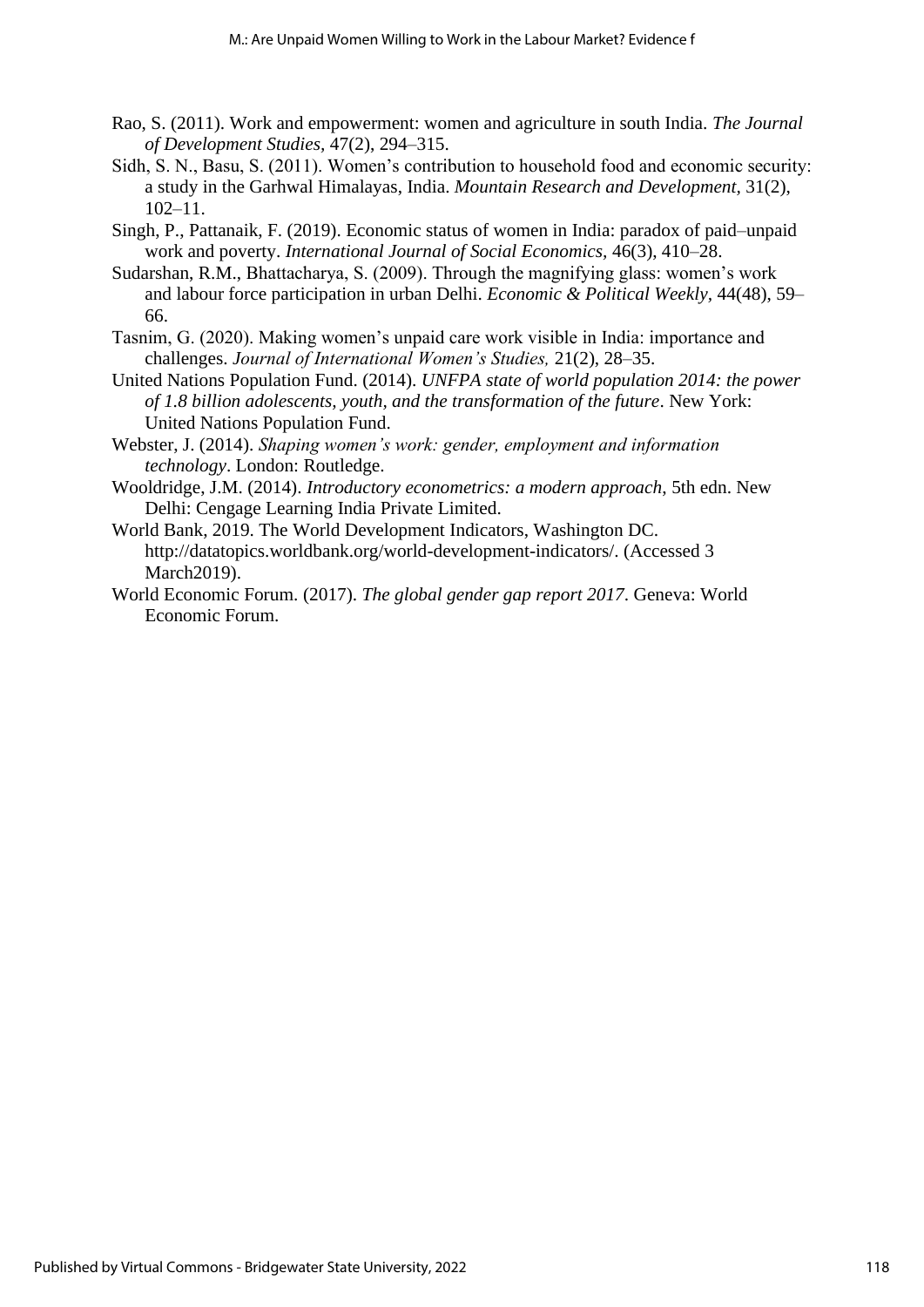Rao, S. (2011). Work and empowerment: women and agriculture in south India. *The Journal of Development Studies,* 47(2), 294–315.

Sidh, S. N., Basu, S. (2011). Women's contribution to household food and economic security: a study in the Garhwal Himalayas, India. *Mountain Research and Development,* 31(2), 102–11.

Singh, P., Pattanaik, F. (2019). Economic status of women in India: paradox of paid–unpaid work and poverty. *International Journal of Social Economics,* 46(3), 410–28.

Sudarshan, R.M., Bhattacharya, S. (2009). Through the magnifying glass: women's work and labour force participation in urban Delhi. *Economic & Political Weekly,* 44(48), 59–66.

Tasnim, G. (2020). Making women's unpaid care work visible in India: importance and challenges. *Journal of International Women's Studies,* 21(2), 28–35.

United Nations Population Fund. (2014). *UNFPA state of world population 2014: the power of 1.8 billion adolescents, youth, and the transformation of the future*. New York: United Nations Population Fund.

Webster, J. (2014). *Shaping women's work: gender, employment and information technology*. London: Routledge.

Wooldridge, J.M. (2014). *Introductory econometrics: a modern approach*, 5th edn. New Delhi: Cengage Learning India Private Limited.

World Bank, 2019. The World Development Indicators, Washington DC. http://datatopics.worldbank.org/world-development-indicators/. (Accessed 3 March2019).

World Economic Forum. (2017). *The global gender gap report 2017*. Geneva: World Economic Forum.